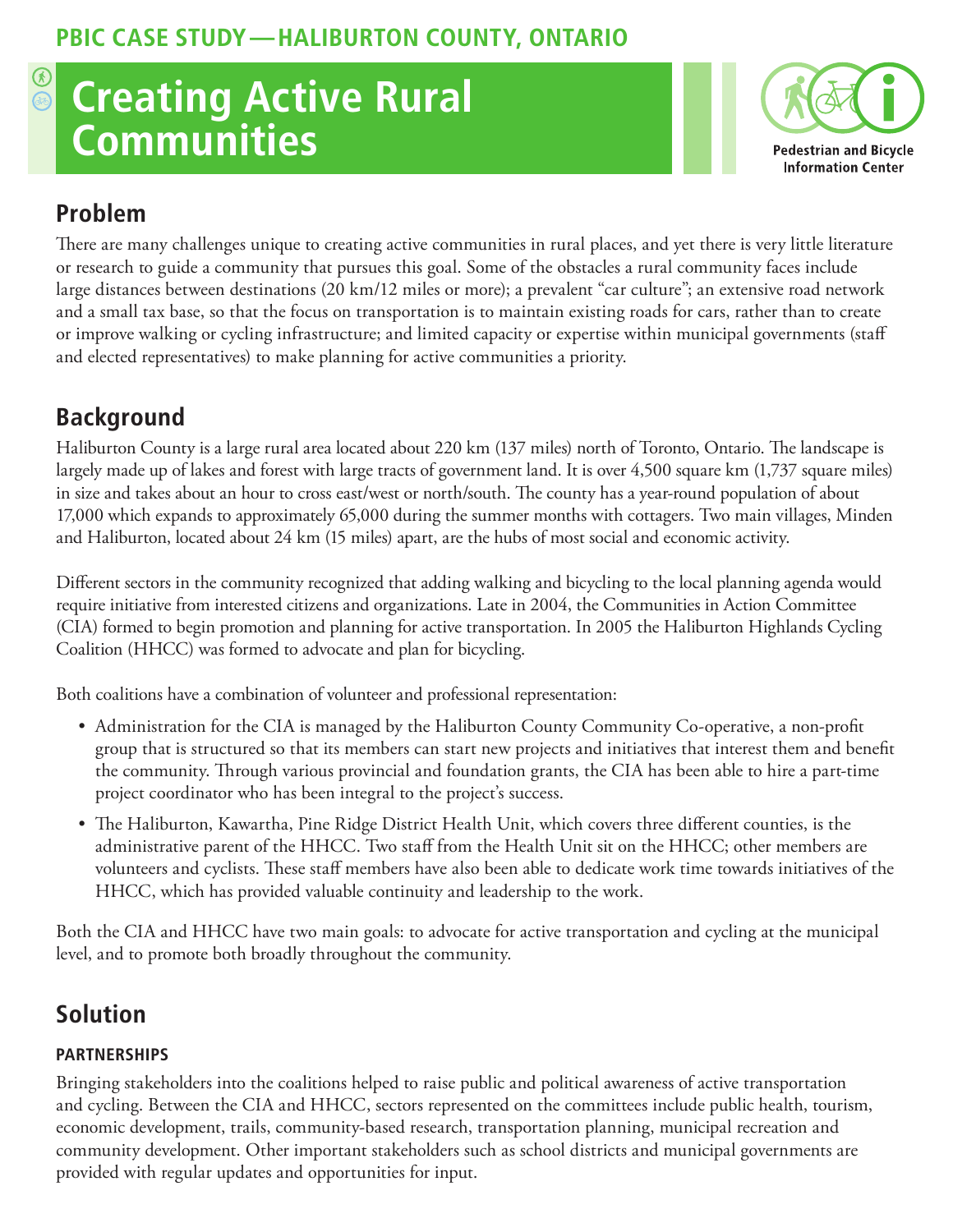PBIC CASE STUDY — HALIBURTON COUNTY, ONTARIO

# Creating Active Rural Communities

Pedestrian and Bicycle Information Center

## Problem

There are many challenges unique to creating active communities in rural places, and yet there is very little literature or research to guide a community that pursues this goal. Some of the obstacles a rural community faces include large distances between destinations (20 km/12 miles or more); a prevalent "car culture"; an extensive road network and a small tax base, so that the focus on transportation is to maintain existing roads for cars, rather than to create or improve walking or cycling infrastructure; and limited capacity or expertise within municipal governments (staff and elected representatives) to make planning for active communities a priority.

## Background

Haliburton County is a large rural area located about 220 km (137 miles) north of Toronto, Ontario. The landscape is largely made up of lakes and forest with large tracts of government land. It is over 4,500 square km (1,737 square miles) in size and takes about an hour to cross east/west or north/south. The county has a year-round population of about 17,000 which expands to approximately 65,000 during the summer months with cottagers. Two main villages, Minden and Haliburton, located about 24 km (15 miles) apart, are the hubs of most social and economic activity.

Different sectors in the community recognized that adding walking and bicycling to the local planning agenda would require initiative from interested citizens and organizations. Late in 2004, the Communities in Action Committee (CIA) formed to begin promotion and planning for active transportation. In 2005 the Haliburton Highlands Cycling Coalition (HHCC) was formed to advocate and plan for bicycling.

Both coalitions have a combination of volunteer and professional representation:

- Administration for the CIA is managed by the Haliburton County Community Co-operative, a non-profit group that is structured so that its members can start new projects and initiatives that interest them and benefit the community. Through various provincial and foundation grants, the CIA has been able to hire a part-time project coordinator who has been integral to the project's success.
- The Haliburton, Kawartha, Pine Ridge District Health Unit, which covers three different counties, is the administrative parent of the HHCC. Two staff from the Health Unit sit on the HHCC; other members are volunteers and cyclists. These staff members have also been able to dedicate work time towards initiatives of the HHCC, which has provided valuable continuity and leadership to the work.

Both the CIA and HHCC have two main goals: to advocate for active transportation and cycling at the municipal level, and to promote both broadly throughout the community.

## Solution

### PARTNERSHIPS

Bringing stakeholders into the coalitions helped to raise public and political awareness of active transportation and cycling. Between the CIA and HHCC, sectors represented on the committees include public health, tourism, economic development, trails, community-based research, transportation planning, municipal recreation and community development. Other important stakeholders such as school districts and municipal governments are provided with regular updates and opportunities for input.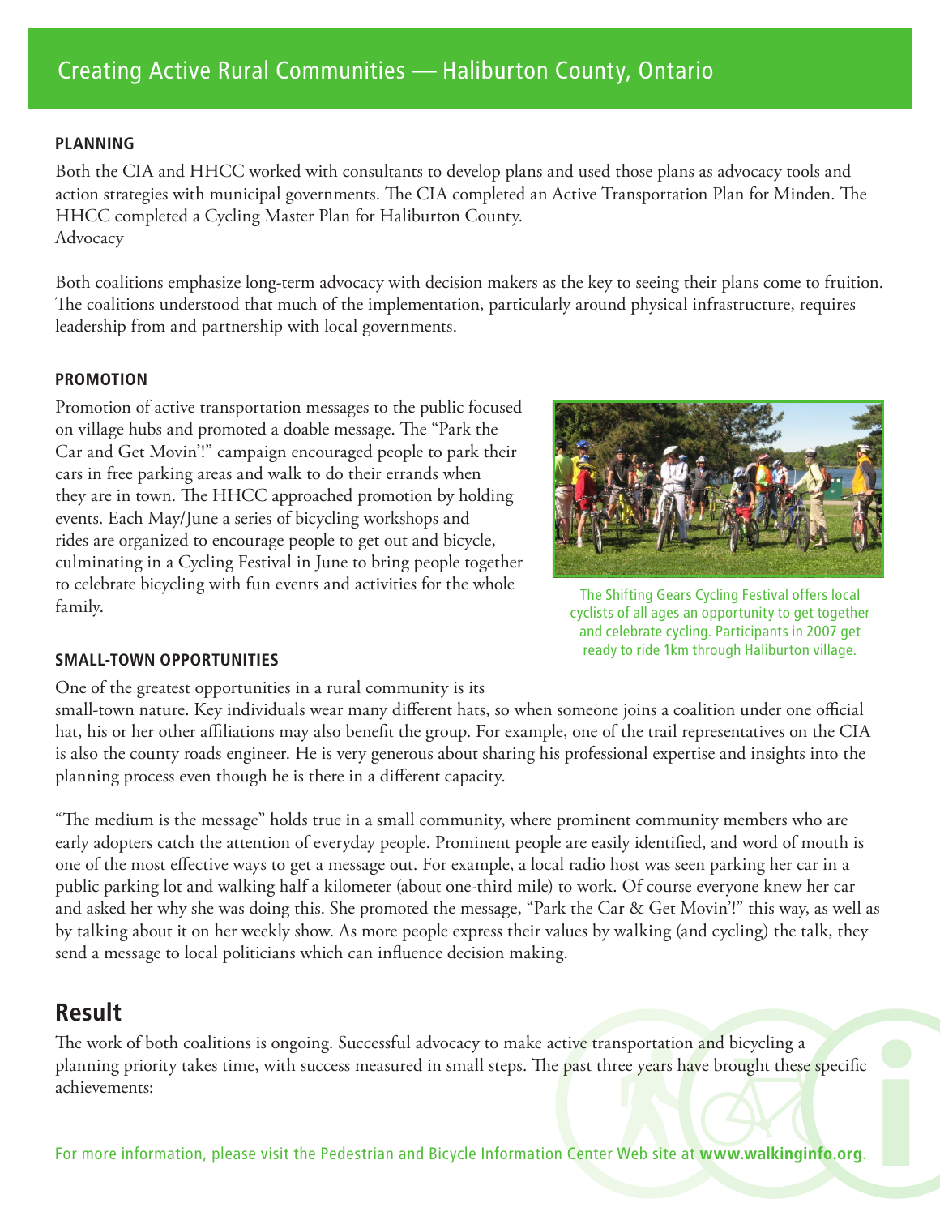# Creating Active Rural Communities — Haliburton County, Ontario

### PLANNING

Both the CIA and HHCC worked with consultants to develop plans and used those plans as advocacy tools and action strategies with municipal governments. The CIA completed an Active Transportation Plan for Minden. The HHCC completed a Cycling Master Plan for Haliburton County.
Advocacy

Both coalitions emphasize long-term advocacy with decision makers as the key to seeing their plans come to fruition. The coalitions understood that much of the implementation, particularly around physical infrastructure, requires leadership from and partnership with local governments.

### PROMOTION

Promotion of active transportation messages to the public focused on village hubs and promoted a doable message. The "Park the Car and Get Movin'!" campaign encouraged people to park their cars in free parking areas and walk to do their errands when they are in town. The HHCC approached promotion by holding events. Each May/June a series of bicycling workshops and rides are organized to encourage people to get out and bicycle, culminating in a Cycling Festival in June to bring people together to celebrate bicycling with fun events and activities for the whole family.

The Shifting Gears Cycling Festival offers local cyclists of all ages an opportunity to get together and celebrate cycling. Participants in 2007 get ready to ride 1km through Haliburton village.

### SMALL-TOWN OPPORTUNITIES

One of the greatest opportunities in a rural community is its small-town nature. Key individuals wear many different hats, so when someone joins a coalition under one official hat, his or her other affiliations may also benefit the group. For example, one of the trail representatives on the CIA is also the county roads engineer. He is very generous about sharing his professional expertise and insights into the planning process even though he is there in a different capacity.

"The medium is the message" holds true in a small community, where prominent community members who are early adopters catch the attention of everyday people. Prominent people are easily identified, and word of mouth is one of the most effective ways to get a message out. For example, a local radio host was seen parking her car in a public parking lot and walking half a kilometer (about one-third mile) to work. Of course everyone knew her car and asked her why she was doing this. She promoted the message, "Park the Car & Get Movin'!" this way, as well as by talking about it on her weekly show. As more people express their values by walking (and cycling) the talk, they send a message to local politicians which can influence decision making.

## Result

The work of both coalitions is ongoing. Successful advocacy to make active transportation and bicycling a planning priority takes time, with success measured in small steps. The past three years have brought these specific achievements:

For more information, please visit the Pedestrian and Bicycle Information Center Web site at **www.walkinginfo.org**.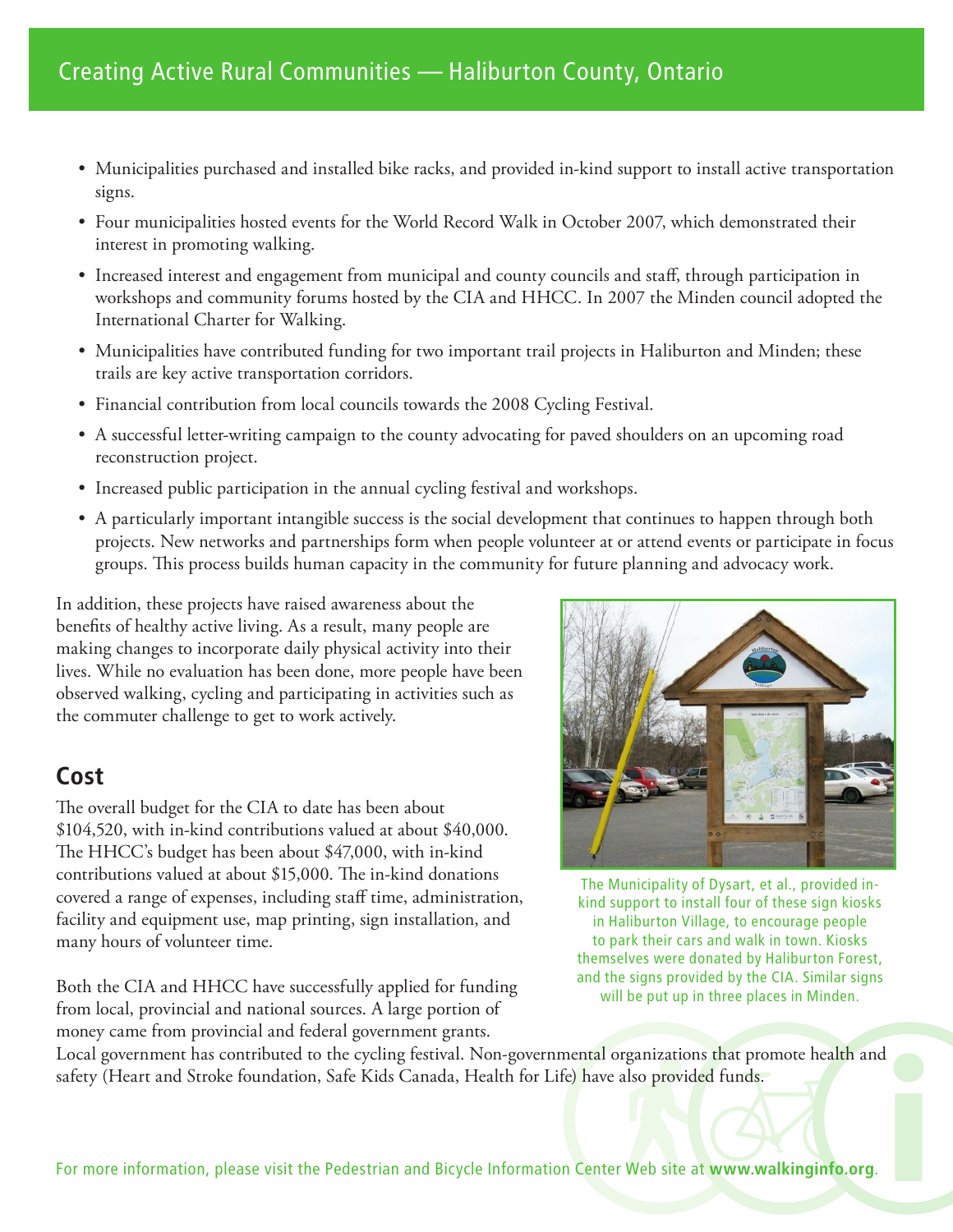- Municipalities purchased and installed bike racks, and provided in-kind support to install active transportation signs.
- Four municipalities hosted events for the World Record Walk in October 2007, which demonstrated their interest in promoting walking.
- Increased interest and engagement from municipal and county councils and staff, through participation in workshops and community forums hosted by the CIA and HHCC. In 2007 the Minden council adopted the International Charter for Walking.
- Municipalities have contributed funding for two important trail projects in Haliburton and Minden; these trails are key active transportation corridors.
- Financial contribution from local councils towards the 2008 Cycling Festival.
- A successful letter-writing campaign to the county advocating for paved shoulders on an upcoming road reconstruction project.
- Increased public participation in the annual cycling festival and workshops.
- A particularly important intangible success is the social development that continues to happen through both projects. New networks and partnerships form when people volunteer at or attend events or participate in focus groups. This process builds human capacity in the community for future planning and advocacy work.

In addition, these projects have raised awareness about the benefits of healthy active living. As a result, many people are making changes to incorporate daily physical activity into their lives. While no evaluation has been done, more people have been observed walking, cycling and participating in activities such as the commuter challenge to get to work actively.

The Municipality of Dysart, et al., provided in-kind support to install four of these sign kiosks in Haliburton Village, to encourage people to park their cars and walk in town. Kiosks themselves were donated by Haliburton Forest, and the signs provided by the CIA. Similar signs will be put up in three places in Minden.

## Cost

The overall budget for the CIA to date has been about $104,520, with in-kind contributions valued at about $40,000. The HHCC's budget has been about $47,000, with in-kind contributions valued at about $15,000. The in-kind donations covered a range of expenses, including staff time, administration, facility and equipment use, map printing, sign installation, and many hours of volunteer time.

Both the CIA and HHCC have successfully applied for funding from local, provincial and national sources. A large portion of money came from provincial and federal government grants. Local government has contributed to the cycling festival. Non-governmental organizations that promote health and safety (Heart and Stroke foundation, Safe Kids Canada, Health for Life) have also provided funds.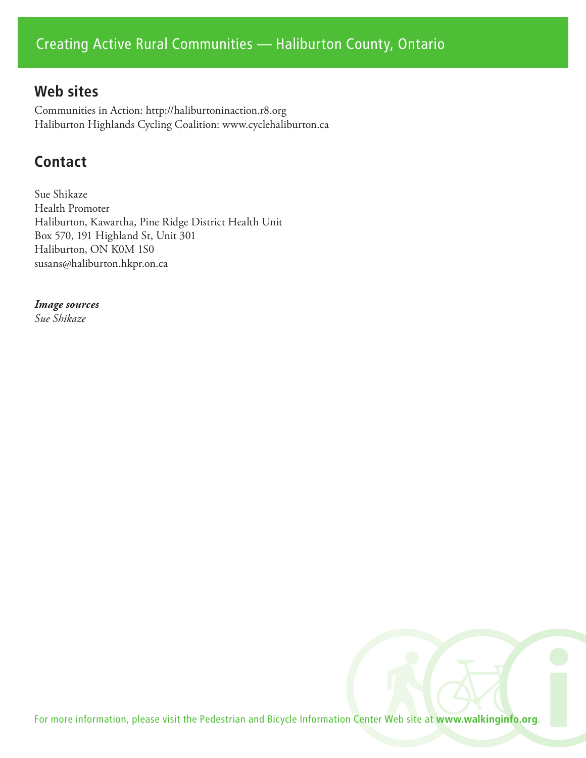## Web sites

Communities in Action: http://haliburtoninaction.r8.org
Haliburton Highlands Cycling Coalition: www.cyclehaliburton.ca

## Contact

Sue Shikaze
Health Promoter
Haliburton, Kawartha, Pine Ridge District Health Unit
Box 570, 191 Highland St, Unit 301
Haliburton, ON K0M 1S0
susans@haliburton.hkpr.on.ca

***Image sources***
*Sue Shikaze*

For more information, please visit the Pedestrian and Bicycle Information Center Web site at **www.walkinginfo.org**.